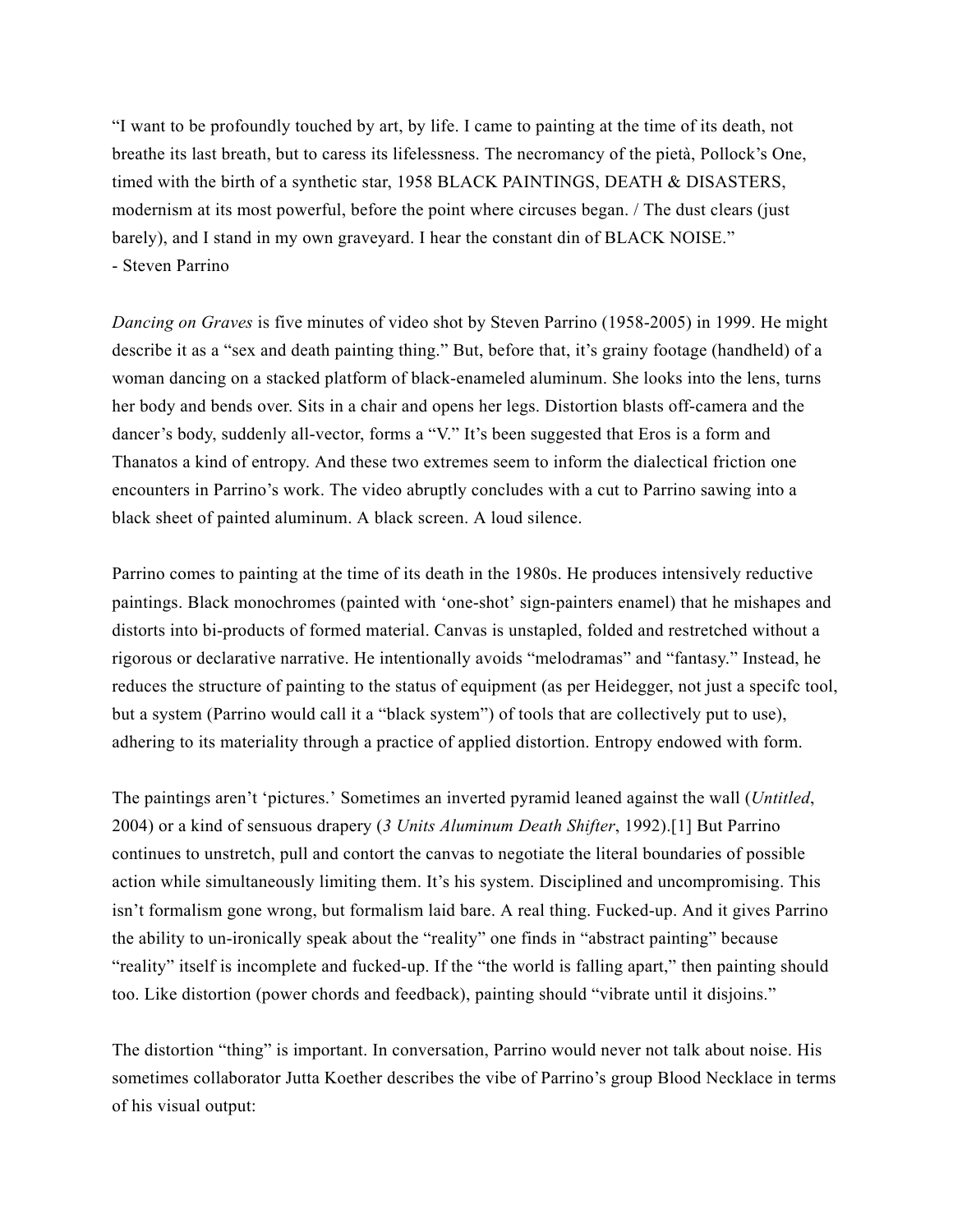"I want to be profoundly touched by art, by life. I came to painting at the time of its death, not breathe its last breath, but to caress its lifelessness. The necromancy of the pietà, Pollock's One, timed with the birth of a synthetic star, 1958 BLACK PAINTINGS, DEATH & DISASTERS, modernism at its most powerful, before the point where circuses began. / The dust clears (just barely), and I stand in my own graveyard. I hear the constant din of BLACK NOISE."
- Steven Parrino

*Dancing on Graves* is five minutes of video shot by Steven Parrino (1958-2005) in 1999. He might describe it as a "sex and death painting thing." But, before that, it's grainy footage (handheld) of a woman dancing on a stacked platform of black-enameled aluminum. She looks into the lens, turns her body and bends over. Sits in a chair and opens her legs. Distortion blasts off-camera and the dancer's body, suddenly all-vector, forms a "V." It's been suggested that Eros is a form and Thanatos a kind of entropy. And these two extremes seem to inform the dialectical friction one encounters in Parrino's work. The video abruptly concludes with a cut to Parrino sawing into a black sheet of painted aluminum. A black screen. A loud silence.

Parrino comes to painting at the time of its death in the 1980s. He produces intensively reductive paintings. Black monochromes (painted with 'one-shot' sign-painters enamel) that he mishapes and distorts into bi-products of formed material. Canvas is unstapled, folded and restretched without a rigorous or declarative narrative. He intentionally avoids "melodramas" and "fantasy." Instead, he reduces the structure of painting to the status of equipment (as per Heidegger, not just a specifc tool, but a system (Parrino would call it a "black system") of tools that are collectively put to use), adhering to its materiality through a practice of applied distortion. Entropy endowed with form.

The paintings aren't 'pictures.' Sometimes an inverted pyramid leaned against the wall (*Untitled*, 2004) or a kind of sensuous drapery (*3 Units Aluminum Death Shifter*, 1992).[1] But Parrino continues to unstretch, pull and contort the canvas to negotiate the literal boundaries of possible action while simultaneously limiting them. It's his system. Disciplined and uncompromising. This isn't formalism gone wrong, but formalism laid bare. A real thing. Fucked-up. And it gives Parrino the ability to un-ironically speak about the "reality" one finds in "abstract painting" because "reality" itself is incomplete and fucked-up. If the "the world is falling apart," then painting should too. Like distortion (power chords and feedback), painting should "vibrate until it disjoins."

The distortion "thing" is important. In conversation, Parrino would never not talk about noise. His sometimes collaborator Jutta Koether describes the vibe of Parrino's group Blood Necklace in terms of his visual output: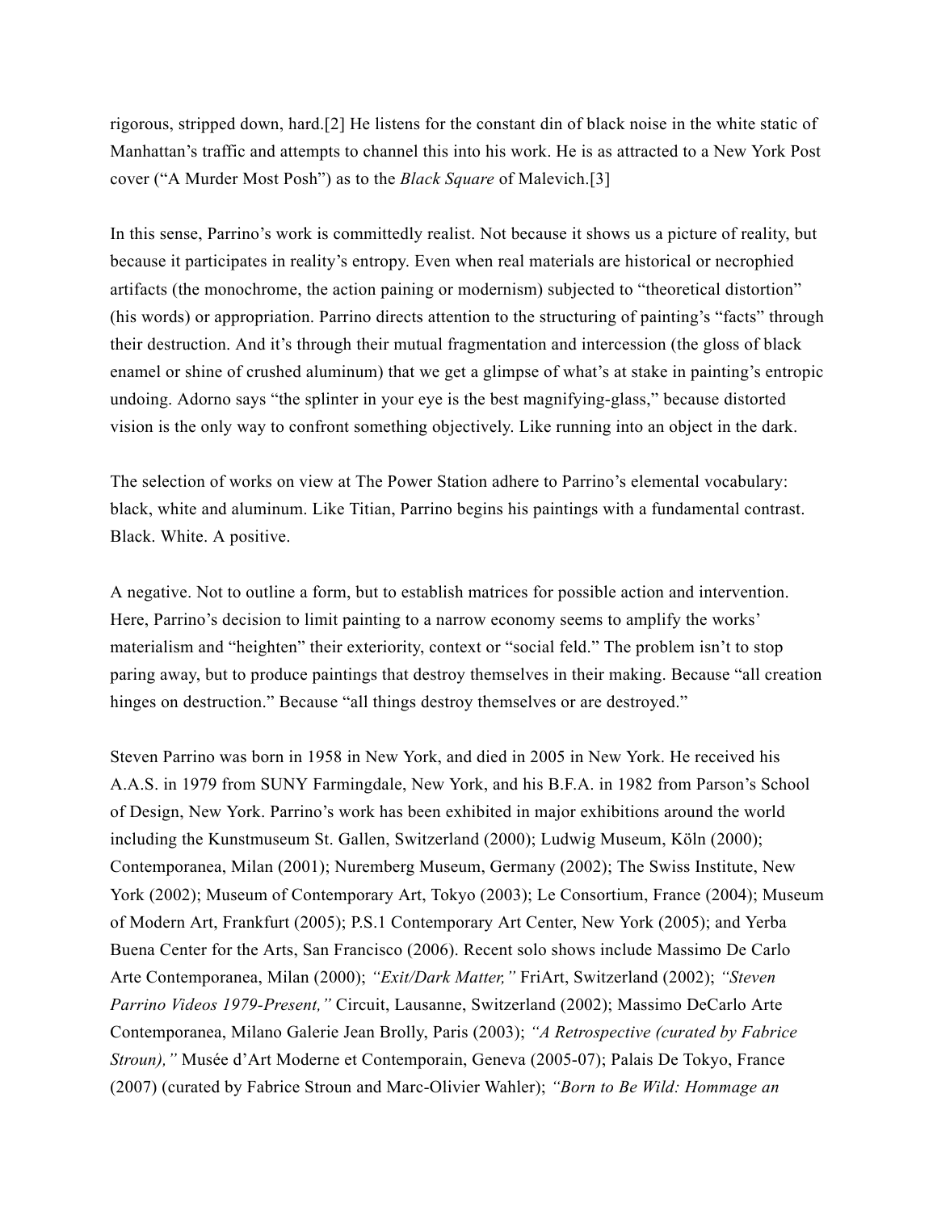rigorous, stripped down, hard.[2] He listens for the constant din of black noise in the white static of Manhattan's traffic and attempts to channel this into his work. He is as attracted to a New York Post cover ("A Murder Most Posh") as to the *Black Square* of Malevich.[3]

In this sense, Parrino's work is committedly realist. Not because it shows us a picture of reality, but because it participates in reality's entropy. Even when real materials are historical or necrophied artifacts (the monochrome, the action paining or modernism) subjected to "theoretical distortion" (his words) or appropriation. Parrino directs attention to the structuring of painting's "facts" through their destruction. And it's through their mutual fragmentation and intercession (the gloss of black enamel or shine of crushed aluminum) that we get a glimpse of what's at stake in painting's entropic undoing. Adorno says "the splinter in your eye is the best magnifying-glass," because distorted vision is the only way to confront something objectively. Like running into an object in the dark.

The selection of works on view at The Power Station adhere to Parrino's elemental vocabulary: black, white and aluminum. Like Titian, Parrino begins his paintings with a fundamental contrast. Black. White. A positive.

A negative. Not to outline a form, but to establish matrices for possible action and intervention. Here, Parrino's decision to limit painting to a narrow economy seems to amplify the works' materialism and "heighten" their exteriority, context or "social feld." The problem isn't to stop paring away, but to produce paintings that destroy themselves in their making. Because "all creation hinges on destruction." Because "all things destroy themselves or are destroyed."

Steven Parrino was born in 1958 in New York, and died in 2005 in New York. He received his A.A.S. in 1979 from SUNY Farmingdale, New York, and his B.F.A. in 1982 from Parson's School of Design, New York. Parrino's work has been exhibited in major exhibitions around the world including the Kunstmuseum St. Gallen, Switzerland (2000); Ludwig Museum, Köln (2000); Contemporanea, Milan (2001); Nuremberg Museum, Germany (2002); The Swiss Institute, New York (2002); Museum of Contemporary Art, Tokyo (2003); Le Consortium, France (2004); Museum of Modern Art, Frankfurt (2005); P.S.1 Contemporary Art Center, New York (2005); and Yerba Buena Center for the Arts, San Francisco (2006). Recent solo shows include Massimo De Carlo Arte Contemporanea, Milan (2000); *"Exit/Dark Matter,"* FriArt, Switzerland (2002); *"Steven Parrino Videos 1979-Present,"* Circuit, Lausanne, Switzerland (2002); Massimo DeCarlo Arte Contemporanea, Milano Galerie Jean Brolly, Paris (2003); *"A Retrospective (curated by Fabrice Stroun),"* Musée d'Art Moderne et Contemporain, Geneva (2005-07); Palais De Tokyo, France (2007) (curated by Fabrice Stroun and Marc-Olivier Wahler); *"Born to Be Wild: Hommage an*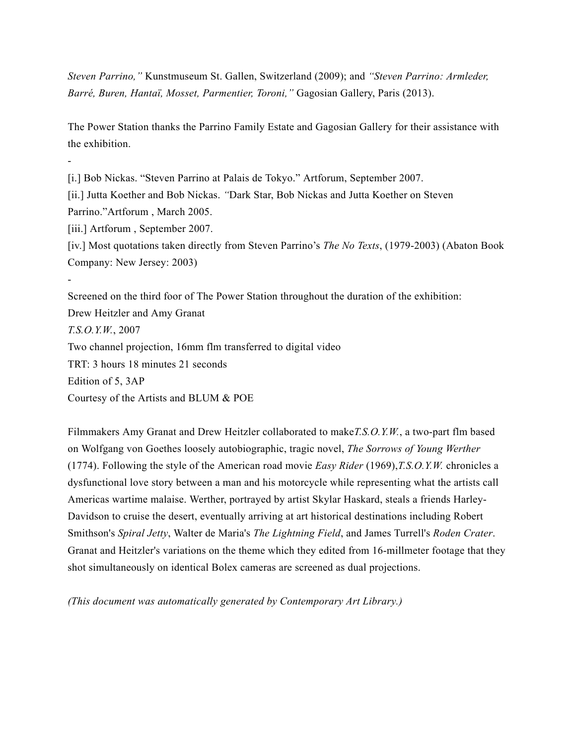*Steven Parrino,"* Kunstmuseum St. Gallen, Switzerland (2009); and *"Steven Parrino: Armleder, Barré, Buren, Hantaï, Mosset, Parmentier, Toroni,"* Gagosian Gallery, Paris (2013).

The Power Station thanks the Parrino Family Estate and Gagosian Gallery for their assistance with the exhibition.

-

[i.] Bob Nickas. "Steven Parrino at Palais de Tokyo." Artforum, September 2007.
[ii.] Jutta Koether and Bob Nickas. *"*Dark Star, Bob Nickas and Jutta Koether on Steven Parrino."Artforum , March 2005.
[iii.] Artforum , September 2007.
[iv.] Most quotations taken directly from Steven Parrino's *The No Texts*, (1979-2003) (Abaton Book Company: New Jersey: 2003)

-

Screened on the third foor of The Power Station throughout the duration of the exhibition:
Drew Heitzler and Amy Granat
*T.S.O.Y.W.*, 2007
Two channel projection, 16mm flm transferred to digital video
TRT: 3 hours 18 minutes 21 seconds
Edition of 5, 3AP
Courtesy of the Artists and BLUM & POE

Filmmakers Amy Granat and Drew Heitzler collaborated to make*T.S.O.Y.W.*, a two-part flm based on Wolfgang von Goethes loosely autobiographic, tragic novel, *The Sorrows of Young Werther* (1774). Following the style of the American road movie *Easy Rider* (1969),*T.S.O.Y.W.* chronicles a dysfunctional love story between a man and his motorcycle while representing what the artists call Americas wartime malaise. Werther, portrayed by artist Skylar Haskard, steals a friends Harley-Davidson to cruise the desert, eventually arriving at art historical destinations including Robert Smithson's *Spiral Jetty*, Walter de Maria's *The Lightning Field*, and James Turrell's *Roden Crater*. Granat and Heitzler's variations on the theme which they edited from 16-millmeter footage that they shot simultaneously on identical Bolex cameras are screened as dual projections.

*(This document was automatically generated by Contemporary Art Library.)*